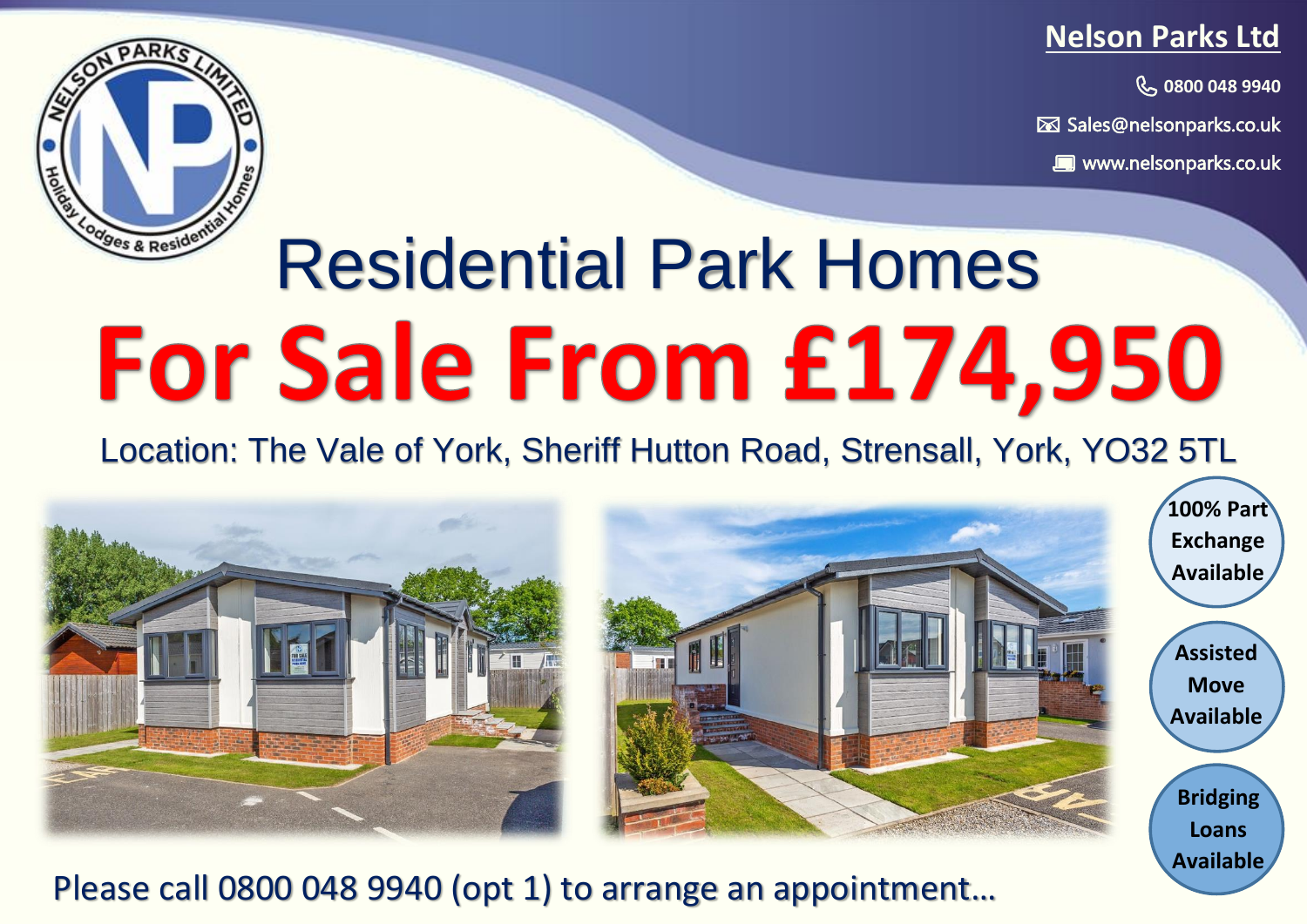**Nelson Parks Ltd**

0800 048 9940

Sales@nelsonparks.co.uk

www.nelsonparks.co.uk

# Residential Park Homes

# For Sale From £174,950

Location: The Vale of York, Sheriff Hutton Road, Strensall, York, YO32 5TL

- 100% Part Exchange Available
- Assisted Move Available
- Bridging Loans Available

Please call 0800 048 9940 (opt 1) to arrange an appointment…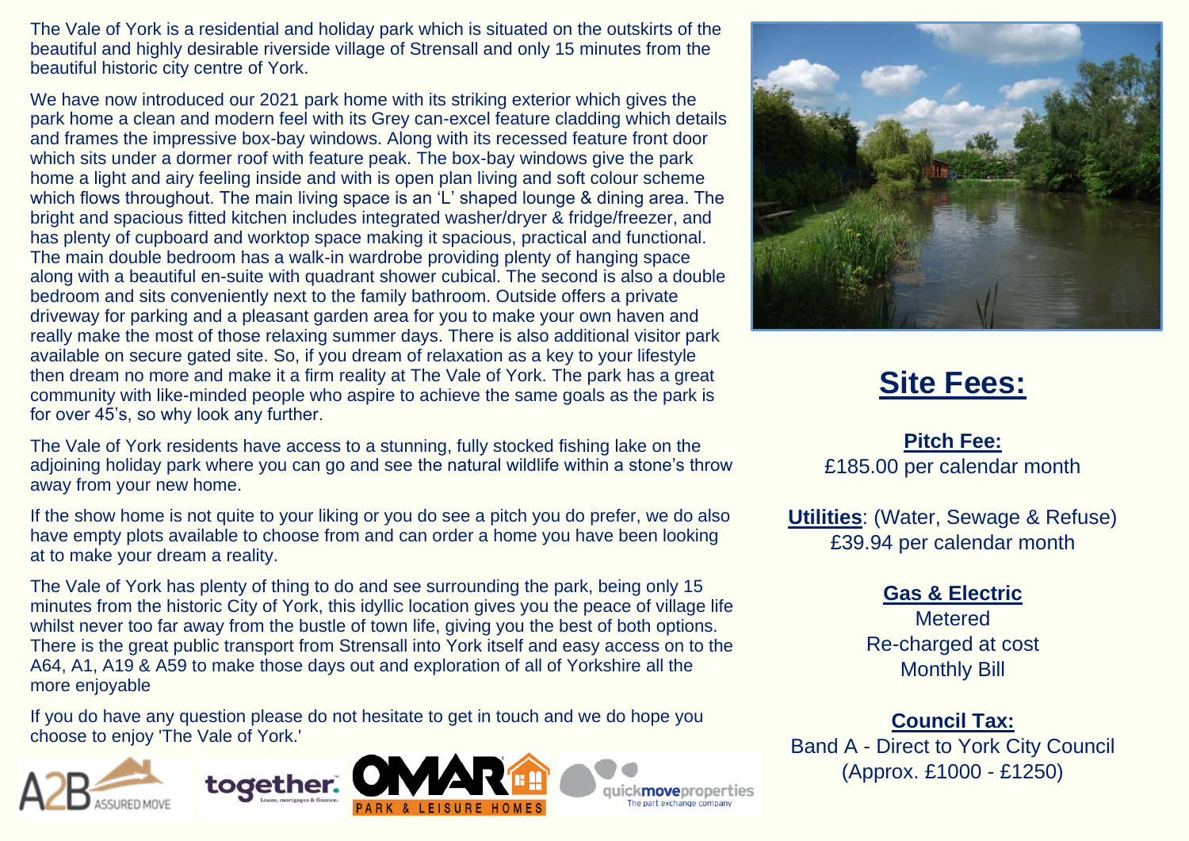The Vale of York is a residential and holiday park which is situated on the outskirts of the beautiful and highly desirable riverside village of Strensall and only 15 minutes from the beautiful historic city centre of York.

We have now introduced our 2021 park home with its striking exterior which gives the park home a clean and modern feel with its Grey can-excel feature cladding which details and frames the impressive box-bay windows. Along with its recessed feature front door which sits under a dormer roof with feature peak. The box-bay windows give the park home a light and airy feeling inside and with is open plan living and soft colour scheme which flows throughout. The main living space is an 'L' shaped lounge & dining area. The bright and spacious fitted kitchen includes integrated washer/dryer & fridge/freezer, and has plenty of cupboard and worktop space making it spacious, practical and functional. The main double bedroom has a walk-in wardrobe providing plenty of hanging space along with a beautiful en-suite with quadrant shower cubical. The second is also a double bedroom and sits conveniently next to the family bathroom. Outside offers a private driveway for parking and a pleasant garden area for you to make your own haven and really make the most of those relaxing summer days. There is also additional visitor park available on secure gated site. So, if you dream of relaxation as a key to your lifestyle then dream no more and make it a firm reality at The Vale of York. The park has a great community with like-minded people who aspire to achieve the same goals as the park is for over 45's, so why look any further.

The Vale of York residents have access to a stunning, fully stocked fishing lake on the adjoining holiday park where you can go and see the natural wildlife within a stone's throw away from your new home.

If the show home is not quite to your liking or you do see a pitch you do prefer, we do also have empty plots available to choose from and can order a home you have been looking at to make your dream a reality.

The Vale of York has plenty of thing to do and see surrounding the park, being only 15 minutes from the historic City of York, this idyllic location gives you the peace of village life whilst never too far away from the bustle of town life, giving you the best of both options. There is the great public transport from Strensall into York itself and easy access on to the A64, A1, A19 & A59 to make those days out and exploration of all of Yorkshire all the more enjoyable

If you do have any question please do not hesitate to get in touch and we do hope you choose to enjoy 'The Vale of York.'

A2B ASSURED MOVE | together. Loans, mortgages & finance. | OMAR PARK & LEISURE HOMES | quickmoveproperties The part exchange company

## Site Fees:

**Pitch Fee:**
£185.00 per calendar month

**Utilities**: (Water, Sewage & Refuse)
£39.94 per calendar month

**Gas & Electric**
Metered
Re-charged at cost
Monthly Bill

**Council Tax:**
Band A - Direct to York City Council
(Approx. £1000 - £1250)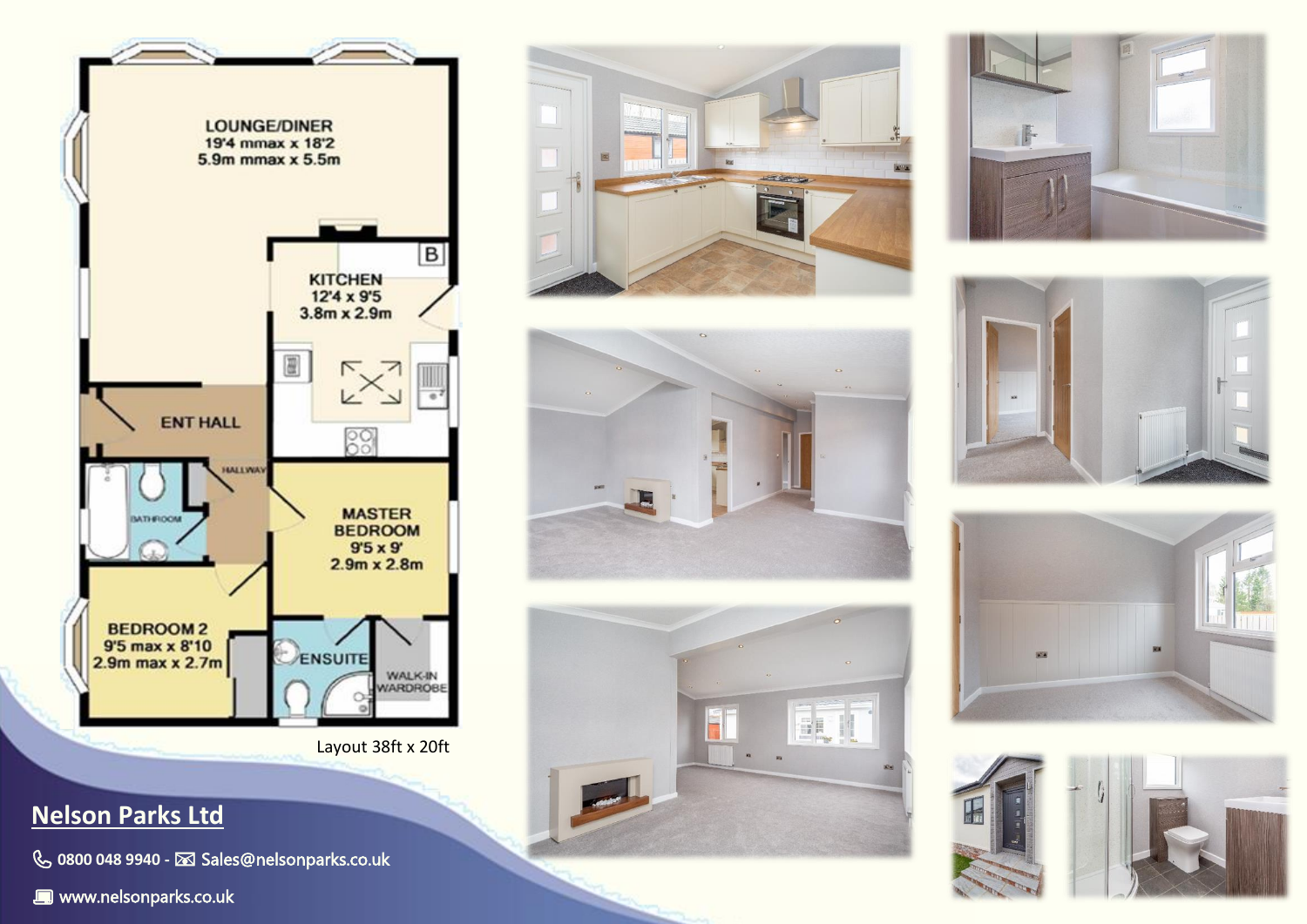LOUNGE/DINER
19'4 mmax x 18'2
5.9m mmax x 5.5m

KITCHEN
12'4 x 9'5
3.8m x 2.9m

ENT HALL

HALLWAY

BATHROOM

MASTER BEDROOM
9'5 x 9'
2.9m x 2.8m

BEDROOM 2
9'5 max x 8'10
2.9m max x 2.7m

ENSUITE

WALK-IN WARDROBE

Layout 38ft x 20ft

## Nelson Parks Ltd

0800 048 9940 - Sales@nelsonparks.co.uk

www.nelsonparks.co.uk